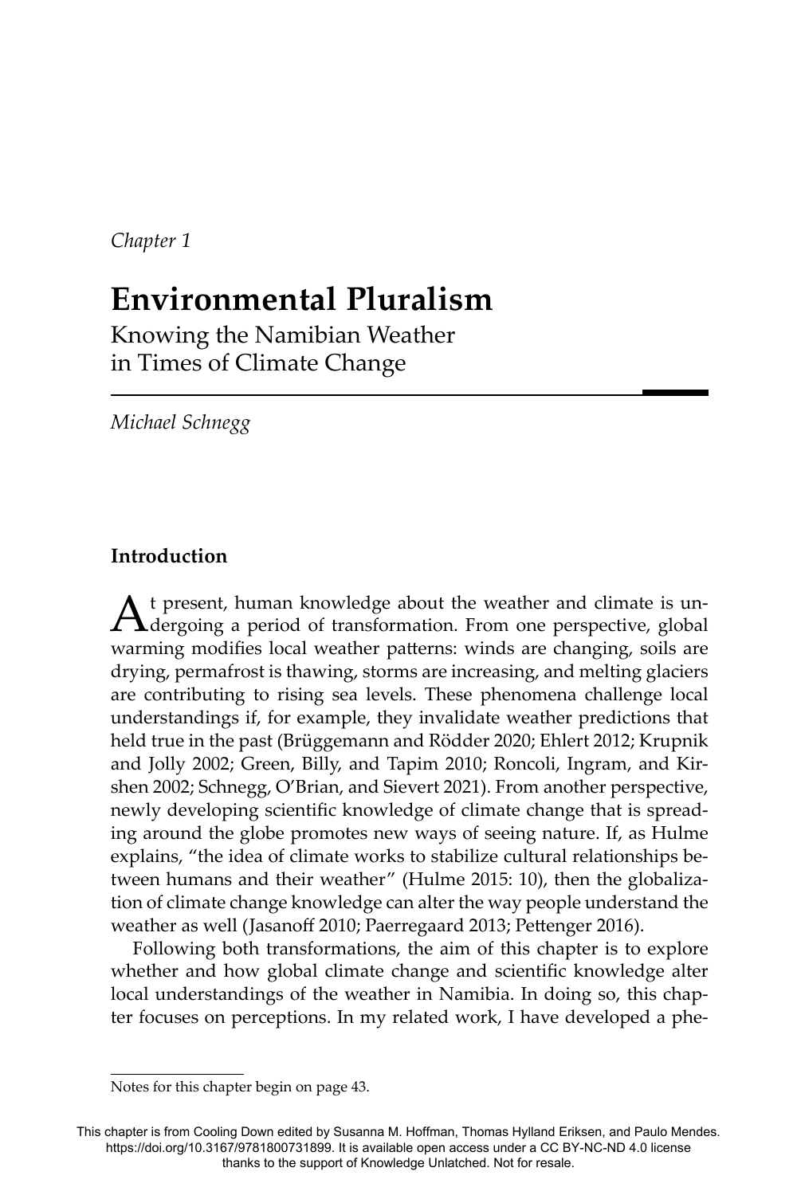*Chapter 1*

# Environmental Pluralism

## Knowing the Namibian Weather in Times of Climate Change

*Michael Schnegg*

### Introduction

At present, human knowledge about the weather and climate is undergoing a period of transformation. From one perspective, global warming modifies local weather patterns: winds are changing, soils are drying, permafrost is thawing, storms are increasing, and melting glaciers are contributing to rising sea levels. These phenomena challenge local understandings if, for example, they invalidate weather predictions that held true in the past (Brüggemann and Rödder 2020; Ehlert 2012; Krupnik and Jolly 2002; Green, Billy, and Tapim 2010; Roncoli, Ingram, and Kirshen 2002; Schnegg, O'Brian, and Sievert 2021). From another perspective, newly developing scientific knowledge of climate change that is spreading around the globe promotes new ways of seeing nature. If, as Hulme explains, "the idea of climate works to stabilize cultural relationships between humans and their weather" (Hulme 2015: 10), then the globalization of climate change knowledge can alter the way people understand the weather as well (Jasanoff 2010; Paerregaard 2013; Pettenger 2016).

Following both transformations, the aim of this chapter is to explore whether and how global climate change and scientific knowledge alter local understandings of the weather in Namibia. In doing so, this chapter focuses on perceptions. In my related work, I have developed a phe-

Notes for this chapter begin on page 43.

This chapter is from Cooling Down edited by Susanna M. Hoffman, Thomas Hylland Eriksen, and Paulo Mendes. https://doi.org/10.3167/9781800731899. It is available open access under a CC BY-NC-ND 4.0 license thanks to the support of Knowledge Unlatched. Not for resale.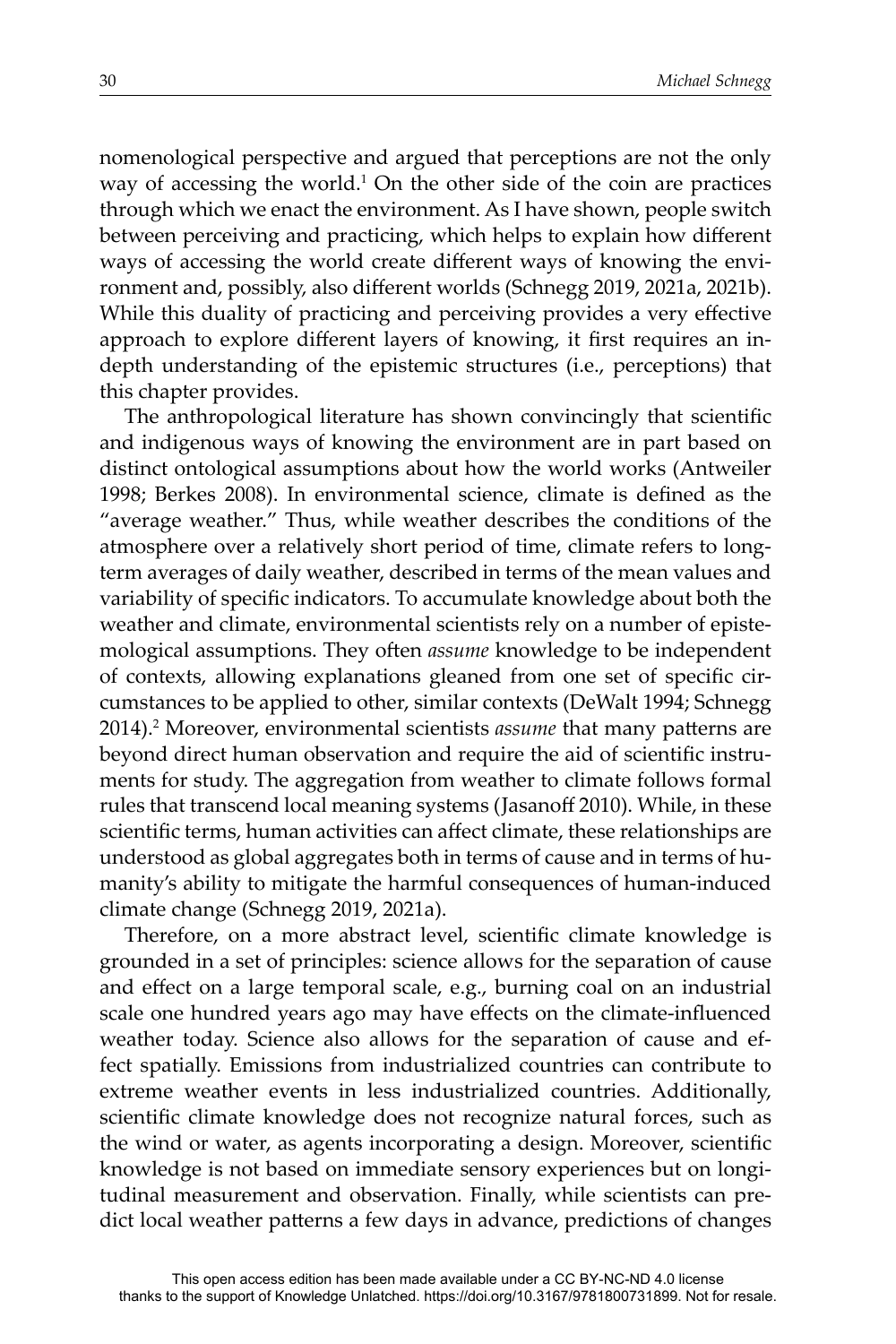nomenological perspective and argued that perceptions are not the only way of accessing the world.[1] On the other side of the coin are practices through which we enact the environment. As I have shown, people switch between perceiving and practicing, which helps to explain how different ways of accessing the world create different ways of knowing the environment and, possibly, also different worlds (Schnegg 2019, 2021a, 2021b). While this duality of practicing and perceiving provides a very effective approach to explore different layers of knowing, it first requires an in-depth understanding of the epistemic structures (i.e., perceptions) that this chapter provides.

The anthropological literature has shown convincingly that scientific and indigenous ways of knowing the environment are in part based on distinct ontological assumptions about how the world works (Antweiler 1998; Berkes 2008). In environmental science, climate is defined as the "average weather." Thus, while weather describes the conditions of the atmosphere over a relatively short period of time, climate refers to long-term averages of daily weather, described in terms of the mean values and variability of specific indicators. To accumulate knowledge about both the weather and climate, environmental scientists rely on a number of epistemological assumptions. They often *assume* knowledge to be independent of contexts, allowing explanations gleaned from one set of specific circumstances to be applied to other, similar contexts (DeWalt 1994; Schnegg 2014).[2] Moreover, environmental scientists *assume* that many patterns are beyond direct human observation and require the aid of scientific instruments for study. The aggregation from weather to climate follows formal rules that transcend local meaning systems (Jasanoff 2010). While, in these scientific terms, human activities can affect climate, these relationships are understood as global aggregates both in terms of cause and in terms of humanity's ability to mitigate the harmful consequences of human-induced climate change (Schnegg 2019, 2021a).

Therefore, on a more abstract level, scientific climate knowledge is grounded in a set of principles: science allows for the separation of cause and effect on a large temporal scale, e.g., burning coal on an industrial scale one hundred years ago may have effects on the climate-influenced weather today. Science also allows for the separation of cause and effect spatially. Emissions from industrialized countries can contribute to extreme weather events in less industrialized countries. Additionally, scientific climate knowledge does not recognize natural forces, such as the wind or water, as agents incorporating a design. Moreover, scientific knowledge is not based on immediate sensory experiences but on longitudinal measurement and observation. Finally, while scientists can predict local weather patterns a few days in advance, predictions of changes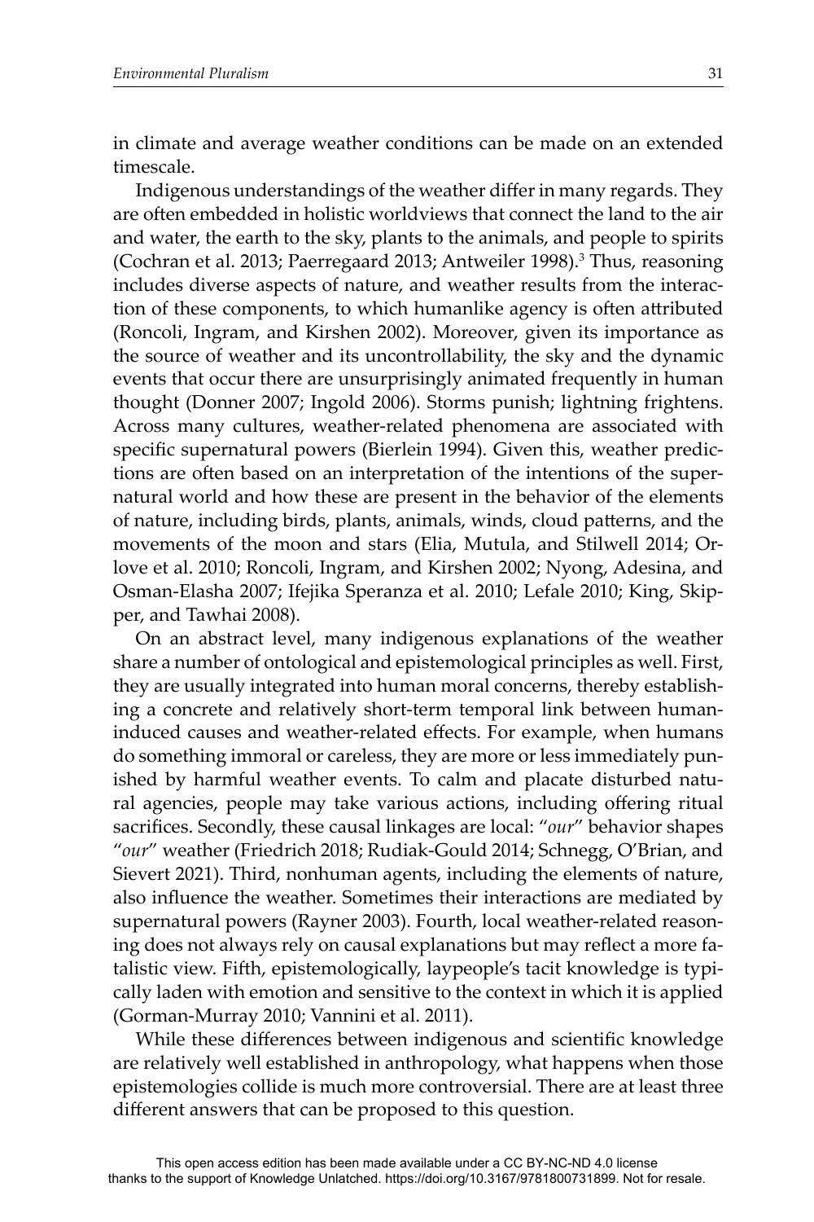in climate and average weather conditions can be made on an extended timescale.

Indigenous understandings of the weather differ in many regards. They are often embedded in holistic worldviews that connect the land to the air and water, the earth to the sky, plants to the animals, and people to spirits (Cochran et al. 2013; Paerregaard 2013; Antweiler 1998).[3] Thus, reasoning includes diverse aspects of nature, and weather results from the interaction of these components, to which humanlike agency is often attributed (Roncoli, Ingram, and Kirshen 2002). Moreover, given its importance as the source of weather and its uncontrollability, the sky and the dynamic events that occur there are unsurprisingly animated frequently in human thought (Donner 2007; Ingold 2006). Storms punish; lightning frightens. Across many cultures, weather-related phenomena are associated with specific supernatural powers (Bierlein 1994). Given this, weather predictions are often based on an interpretation of the intentions of the supernatural world and how these are present in the behavior of the elements of nature, including birds, plants, animals, winds, cloud patterns, and the movements of the moon and stars (Elia, Mutula, and Stilwell 2014; Orlove et al. 2010; Roncoli, Ingram, and Kirshen 2002; Nyong, Adesina, and Osman-Elasha 2007; Ifejika Speranza et al. 2010; Lefale 2010; King, Skipper, and Tawhai 2008).

On an abstract level, many indigenous explanations of the weather share a number of ontological and epistemological principles as well. First, they are usually integrated into human moral concerns, thereby establishing a concrete and relatively short-term temporal link between human-induced causes and weather-related effects. For example, when humans do something immoral or careless, they are more or less immediately punished by harmful weather events. To calm and placate disturbed natural agencies, people may take various actions, including offering ritual sacrifices. Secondly, these causal linkages are local: "*our*" behavior shapes "*our*" weather (Friedrich 2018; Rudiak-Gould 2014; Schnegg, O'Brian, and Sievert 2021). Third, nonhuman agents, including the elements of nature, also influence the weather. Sometimes their interactions are mediated by supernatural powers (Rayner 2003). Fourth, local weather-related reasoning does not always rely on causal explanations but may reflect a more fatalistic view. Fifth, epistemologically, laypeople's tacit knowledge is typically laden with emotion and sensitive to the context in which it is applied (Gorman-Murray 2010; Vannini et al. 2011).

While these differences between indigenous and scientific knowledge are relatively well established in anthropology, what happens when those epistemologies collide is much more controversial. There are at least three different answers that can be proposed to this question.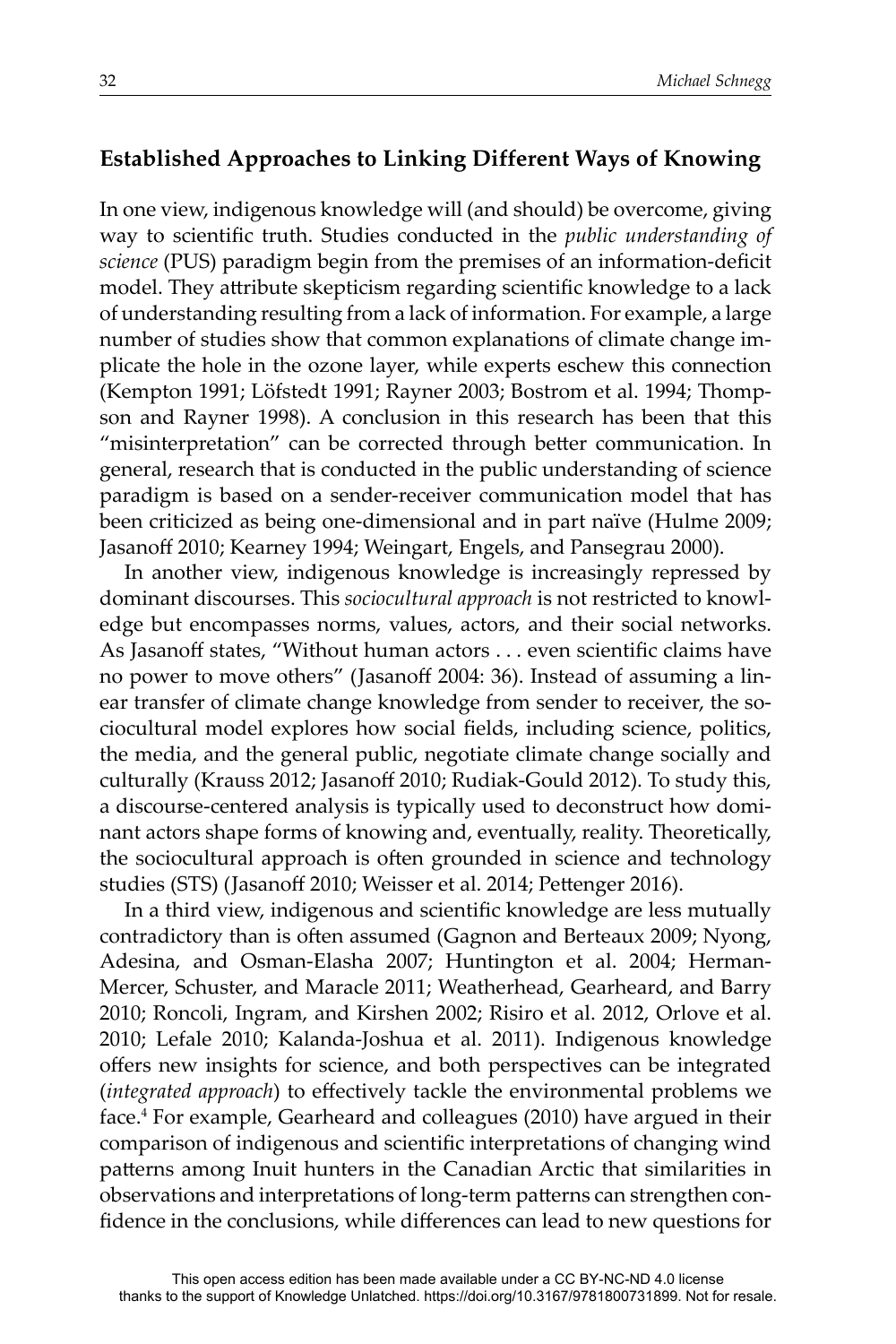## Established Approaches to Linking Different Ways of Knowing

In one view, indigenous knowledge will (and should) be overcome, giving way to scientific truth. Studies conducted in the *public understanding of science* (PUS) paradigm begin from the premises of an information-deficit model. They attribute skepticism regarding scientific knowledge to a lack of understanding resulting from a lack of information. For example, a large number of studies show that common explanations of climate change implicate the hole in the ozone layer, while experts eschew this connection (Kempton 1991; Löfstedt 1991; Rayner 2003; Bostrom et al. 1994; Thompson and Rayner 1998). A conclusion in this research has been that this "misinterpretation" can be corrected through better communication. In general, research that is conducted in the public understanding of science paradigm is based on a sender-receiver communication model that has been criticized as being one-dimensional and in part naïve (Hulme 2009; Jasanoff 2010; Kearney 1994; Weingart, Engels, and Pansegrau 2000).

In another view, indigenous knowledge is increasingly repressed by dominant discourses. This *sociocultural approach* is not restricted to knowledge but encompasses norms, values, actors, and their social networks. As Jasanoff states, "Without human actors . . . even scientific claims have no power to move others" (Jasanoff 2004: 36). Instead of assuming a linear transfer of climate change knowledge from sender to receiver, the sociocultural model explores how social fields, including science, politics, the media, and the general public, negotiate climate change socially and culturally (Krauss 2012; Jasanoff 2010; Rudiak-Gould 2012). To study this, a discourse-centered analysis is typically used to deconstruct how dominant actors shape forms of knowing and, eventually, reality. Theoretically, the sociocultural approach is often grounded in science and technology studies (STS) (Jasanoff 2010; Weisser et al. 2014; Pettenger 2016).

In a third view, indigenous and scientific knowledge are less mutually contradictory than is often assumed (Gagnon and Berteaux 2009; Nyong, Adesina, and Osman-Elasha 2007; Huntington et al. 2004; Herman-Mercer, Schuster, and Maracle 2011; Weatherhead, Gearheard, and Barry 2010; Roncoli, Ingram, and Kirshen 2002; Risiro et al. 2012, Orlove et al. 2010; Lefale 2010; Kalanda-Joshua et al. 2011). Indigenous knowledge offers new insights for science, and both perspectives can be integrated (*integrated approach*) to effectively tackle the environmental problems we face.[4] For example, Gearheard and colleagues (2010) have argued in their comparison of indigenous and scientific interpretations of changing wind patterns among Inuit hunters in the Canadian Arctic that similarities in observations and interpretations of long-term patterns can strengthen confidence in the conclusions, while differences can lead to new questions for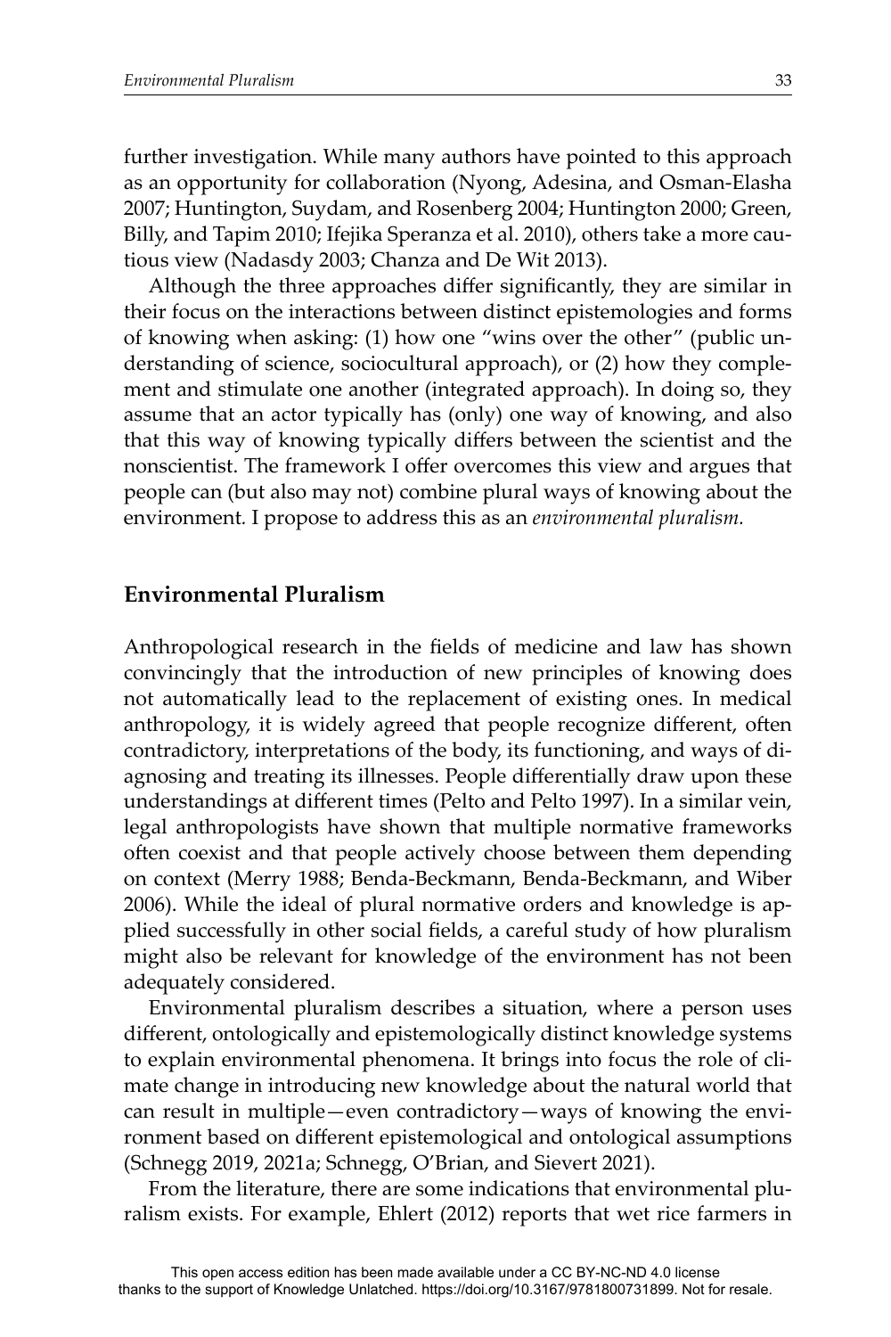further investigation. While many authors have pointed to this approach as an opportunity for collaboration (Nyong, Adesina, and Osman-Elasha 2007; Huntington, Suydam, and Rosenberg 2004; Huntington 2000; Green, Billy, and Tapim 2010; Ifejika Speranza et al. 2010), others take a more cautious view (Nadasdy 2003; Chanza and De Wit 2013).

Although the three approaches differ significantly, they are similar in their focus on the interactions between distinct epistemologies and forms of knowing when asking: (1) how one "wins over the other" (public understanding of science, sociocultural approach), or (2) how they complement and stimulate one another (integrated approach). In doing so, they assume that an actor typically has (only) one way of knowing, and also that this way of knowing typically differs between the scientist and the nonscientist. The framework I offer overcomes this view and argues that people can (but also may not) combine plural ways of knowing about the environment. I propose to address this as an *environmental pluralism.*

## Environmental Pluralism

Anthropological research in the fields of medicine and law has shown convincingly that the introduction of new principles of knowing does not automatically lead to the replacement of existing ones. In medical anthropology, it is widely agreed that people recognize different, often contradictory, interpretations of the body, its functioning, and ways of diagnosing and treating its illnesses. People differentially draw upon these understandings at different times (Pelto and Pelto 1997). In a similar vein, legal anthropologists have shown that multiple normative frameworks often coexist and that people actively choose between them depending on context (Merry 1988; Benda-Beckmann, Benda-Beckmann, and Wiber 2006). While the ideal of plural normative orders and knowledge is applied successfully in other social fields, a careful study of how pluralism might also be relevant for knowledge of the environment has not been adequately considered.

Environmental pluralism describes a situation, where a person uses different, ontologically and epistemologically distinct knowledge systems to explain environmental phenomena. It brings into focus the role of climate change in introducing new knowledge about the natural world that can result in multiple—even contradictory—ways of knowing the environment based on different epistemological and ontological assumptions (Schnegg 2019, 2021a; Schnegg, O'Brian, and Sievert 2021).

From the literature, there are some indications that environmental pluralism exists. For example, Ehlert (2012) reports that wet rice farmers in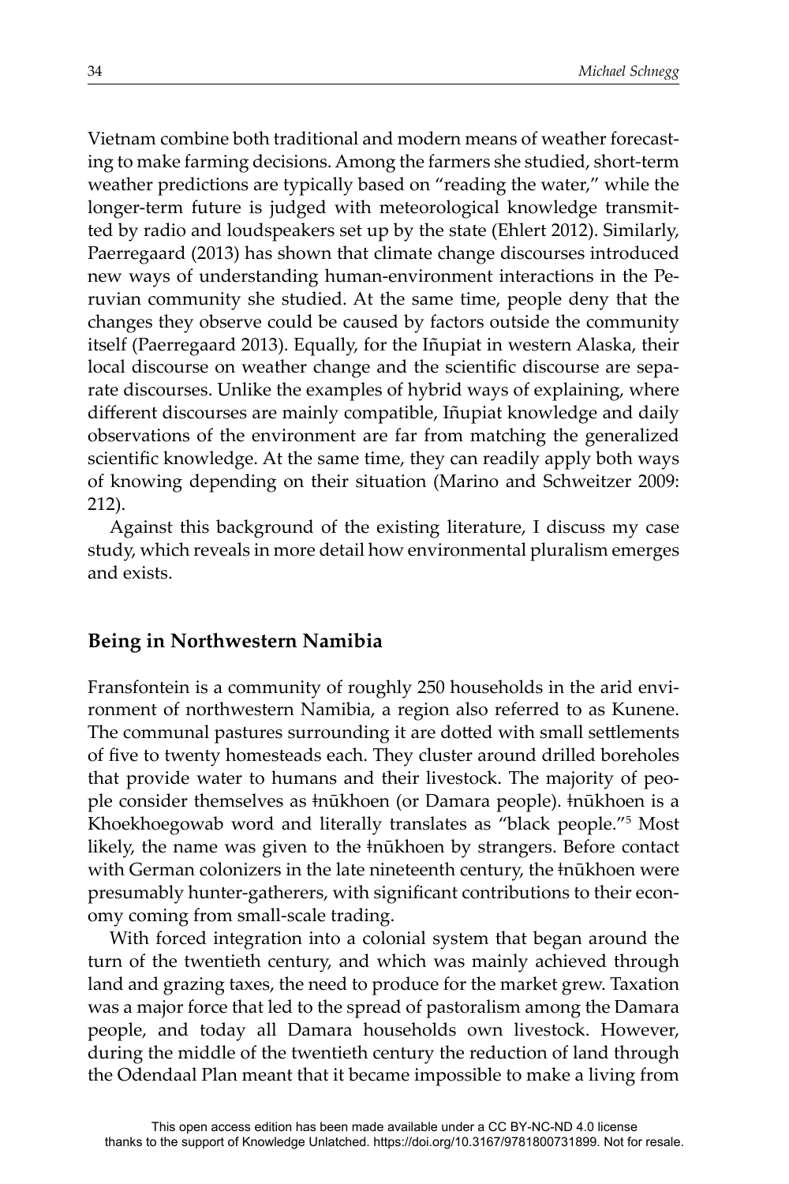Vietnam combine both traditional and modern means of weather forecasting to make farming decisions. Among the farmers she studied, short-term weather predictions are typically based on "reading the water," while the longer-term future is judged with meteorological knowledge transmitted by radio and loudspeakers set up by the state (Ehlert 2012). Similarly, Paerregaard (2013) has shown that climate change discourses introduced new ways of understanding human-environment interactions in the Peruvian community she studied. At the same time, people deny that the changes they observe could be caused by factors outside the community itself (Paerregaard 2013). Equally, for the Iñupiat in western Alaska, their local discourse on weather change and the scientific discourse are separate discourses. Unlike the examples of hybrid ways of explaining, where different discourses are mainly compatible, Iñupiat knowledge and daily observations of the environment are far from matching the generalized scientific knowledge. At the same time, they can readily apply both ways of knowing depending on their situation (Marino and Schweitzer 2009: 212).

Against this background of the existing literature, I discuss my case study, which reveals in more detail how environmental pluralism emerges and exists.

## Being in Northwestern Namibia

Fransfontein is a community of roughly 250 households in the arid environment of northwestern Namibia, a region also referred to as Kunene. The communal pastures surrounding it are dotted with small settlements of five to twenty homesteads each. They cluster around drilled boreholes that provide water to humans and their livestock. The majority of people consider themselves as ǂnūkhoen (or Damara people). ǂnūkhoen is a Khoekhoegowab word and literally translates as "black people."[5] Most likely, the name was given to the ǂnūkhoen by strangers. Before contact with German colonizers in the late nineteenth century, the ǂnūkhoen were presumably hunter-gatherers, with significant contributions to their economy coming from small-scale trading.

With forced integration into a colonial system that began around the turn of the twentieth century, and which was mainly achieved through land and grazing taxes, the need to produce for the market grew. Taxation was a major force that led to the spread of pastoralism among the Damara people, and today all Damara households own livestock. However, during the middle of the twentieth century the reduction of land through the Odendaal Plan meant that it became impossible to make a living from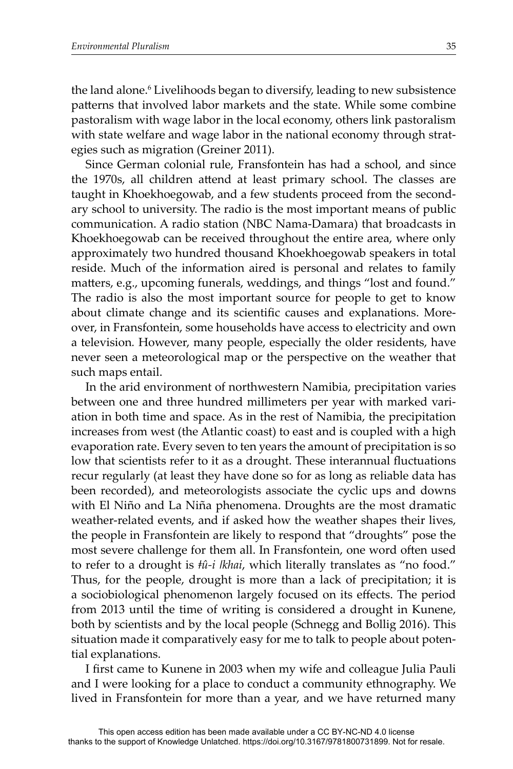the land alone.[6] Livelihoods began to diversify, leading to new subsistence patterns that involved labor markets and the state. While some combine pastoralism with wage labor in the local economy, others link pastoralism with state welfare and wage labor in the national economy through strategies such as migration (Greiner 2011).

Since German colonial rule, Fransfontein has had a school, and since the 1970s, all children attend at least primary school. The classes are taught in Khoekhoegowab, and a few students proceed from the secondary school to university. The radio is the most important means of public communication. A radio station (NBC Nama-Damara) that broadcasts in Khoekhoegowab can be received throughout the entire area, where only approximately two hundred thousand Khoekhoegowab speakers in total reside. Much of the information aired is personal and relates to family matters, e.g., upcoming funerals, weddings, and things "lost and found." The radio is also the most important source for people to get to know about climate change and its scientific causes and explanations. Moreover, in Fransfontein, some households have access to electricity and own a television. However, many people, especially the older residents, have never seen a meteorological map or the perspective on the weather that such maps entail.

In the arid environment of northwestern Namibia, precipitation varies between one and three hundred millimeters per year with marked variation in both time and space. As in the rest of Namibia, the precipitation increases from west (the Atlantic coast) to east and is coupled with a high evaporation rate. Every seven to ten years the amount of precipitation is so low that scientists refer to it as a drought. These interannual fluctuations recur regularly (at least they have done so for as long as reliable data has been recorded), and meteorologists associate the cyclic ups and downs with El Niño and La Niña phenomena. Droughts are the most dramatic weather-related events, and if asked how the weather shapes their lives, the people in Fransfontein are likely to respond that "droughts" pose the most severe challenge for them all. In Fransfontein, one word often used to refer to a drought is *ǂû-i ǀkhai*, which literally translates as "no food." Thus, for the people, drought is more than a lack of precipitation; it is a sociobiological phenomenon largely focused on its effects. The period from 2013 until the time of writing is considered a drought in Kunene, both by scientists and by the local people (Schnegg and Bollig 2016). This situation made it comparatively easy for me to talk to people about potential explanations.

I first came to Kunene in 2003 when my wife and colleague Julia Pauli and I were looking for a place to conduct a community ethnography. We lived in Fransfontein for more than a year, and we have returned many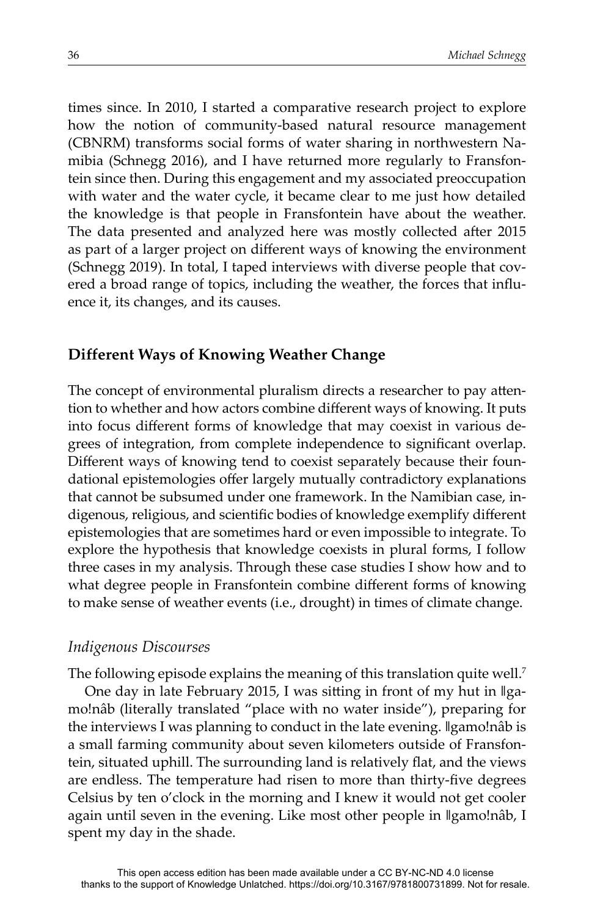times since. In 2010, I started a comparative research project to explore how the notion of community-based natural resource management (CBNRM) transforms social forms of water sharing in northwestern Namibia (Schnegg 2016), and I have returned more regularly to Fransfontein since then. During this engagement and my associated preoccupation with water and the water cycle, it became clear to me just how detailed the knowledge is that people in Fransfontein have about the weather. The data presented and analyzed here was mostly collected after 2015 as part of a larger project on different ways of knowing the environment (Schnegg 2019). In total, I taped interviews with diverse people that covered a broad range of topics, including the weather, the forces that influence it, its changes, and its causes.

## Different Ways of Knowing Weather Change

The concept of environmental pluralism directs a researcher to pay attention to whether and how actors combine different ways of knowing. It puts into focus different forms of knowledge that may coexist in various degrees of integration, from complete independence to significant overlap. Different ways of knowing tend to coexist separately because their foundational epistemologies offer largely mutually contradictory explanations that cannot be subsumed under one framework. In the Namibian case, indigenous, religious, and scientific bodies of knowledge exemplify different epistemologies that are sometimes hard or even impossible to integrate. To explore the hypothesis that knowledge coexists in plural forms, I follow three cases in my analysis. Through these case studies I show how and to what degree people in Fransfontein combine different forms of knowing to make sense of weather events (i.e., drought) in times of climate change.

### *Indigenous Discourses*

The following episode explains the meaning of this translation quite well.[7]

One day in late February 2015, I was sitting in front of my hut in ǁgamo!nâb (literally translated "place with no water inside"), preparing for the interviews I was planning to conduct in the late evening. ǁgamo!nâb is a small farming community about seven kilometers outside of Fransfontein, situated uphill. The surrounding land is relatively flat, and the views are endless. The temperature had risen to more than thirty-five degrees Celsius by ten o'clock in the morning and I knew it would not get cooler again until seven in the evening. Like most other people in ǁgamo!nâb, I spent my day in the shade.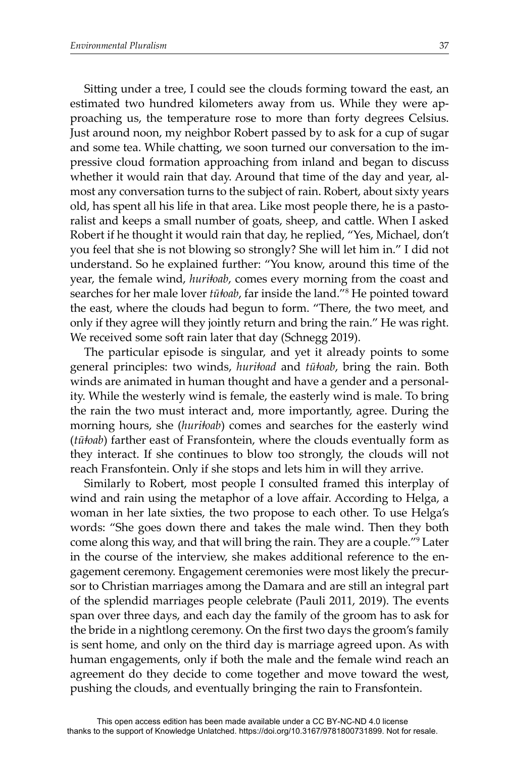Sitting under a tree, I could see the clouds forming toward the east, an estimated two hundred kilometers away from us. While they were approaching us, the temperature rose to more than forty degrees Celsius. Just around noon, my neighbor Robert passed by to ask for a cup of sugar and some tea. While chatting, we soon turned our conversation to the impressive cloud formation approaching from inland and began to discuss whether it would rain that day. Around that time of the day and year, almost any conversation turns to the subject of rain. Robert, about sixty years old, has spent all his life in that area. Like most people there, he is a pastoralist and keeps a small number of goats, sheep, and cattle. When I asked Robert if he thought it would rain that day, he replied, "Yes, Michael, don't you feel that she is not blowing so strongly? She will let him in." I did not understand. So he explained further: "You know, around this time of the year, the female wind, *huriǂoab*, comes every morning from the coast and searches for her male lover *tūǂoab*, far inside the land."[8] He pointed toward the east, where the clouds had begun to form. "There, the two meet, and only if they agree will they jointly return and bring the rain." He was right. We received some soft rain later that day (Schnegg 2019).

The particular episode is singular, and yet it already points to some general principles: two winds, *huriǂoad* and *tūǂoab*, bring the rain. Both winds are animated in human thought and have a gender and a personality. While the westerly wind is female, the easterly wind is male. To bring the rain the two must interact and, more importantly, agree. During the morning hours, she (*huriǂoab*) comes and searches for the easterly wind (*tūǂoab*) farther east of Fransfontein, where the clouds eventually form as they interact. If she continues to blow too strongly, the clouds will not reach Fransfontein. Only if she stops and lets him in will they arrive.

Similarly to Robert, most people I consulted framed this interplay of wind and rain using the metaphor of a love affair. According to Helga, a woman in her late sixties, the two propose to each other. To use Helga's words: "She goes down there and takes the male wind. Then they both come along this way, and that will bring the rain. They are a couple."[9] Later in the course of the interview, she makes additional reference to the engagement ceremony. Engagement ceremonies were most likely the precursor to Christian marriages among the Damara and are still an integral part of the splendid marriages people celebrate (Pauli 2011, 2019). The events span over three days, and each day the family of the groom has to ask for the bride in a nightlong ceremony. On the first two days the groom's family is sent home, and only on the third day is marriage agreed upon. As with human engagements, only if both the male and the female wind reach an agreement do they decide to come together and move toward the west, pushing the clouds, and eventually bringing the rain to Fransfontein.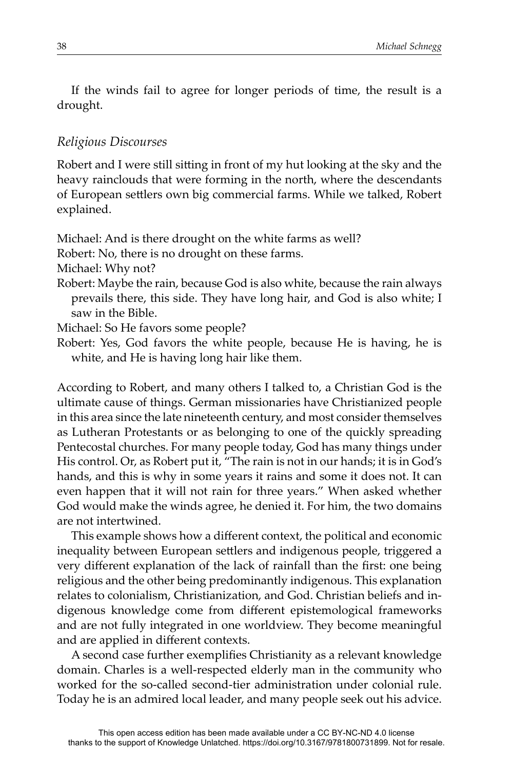If the winds fail to agree for longer periods of time, the result is a drought.

### *Religious Discourses*

Robert and I were still sitting in front of my hut looking at the sky and the heavy rainclouds that were forming in the north, where the descendants of European settlers own big commercial farms. While we talked, Robert explained.

Michael: And is there drought on the white farms as well?
Robert: No, there is no drought on these farms.
Michael: Why not?
Robert: Maybe the rain, because God is also white, because the rain always prevails there, this side. They have long hair, and God is also white; I saw in the Bible.
Michael: So He favors some people?
Robert: Yes, God favors the white people, because He is having, he is white, and He is having long hair like them.

According to Robert, and many others I talked to, a Christian God is the ultimate cause of things. German missionaries have Christianized people in this area since the late nineteenth century, and most consider themselves as Lutheran Protestants or as belonging to one of the quickly spreading Pentecostal churches. For many people today, God has many things under His control. Or, as Robert put it, "The rain is not in our hands; it is in God's hands, and this is why in some years it rains and some it does not. It can even happen that it will not rain for three years." When asked whether God would make the winds agree, he denied it. For him, the two domains are not intertwined.

This example shows how a different context, the political and economic inequality between European settlers and indigenous people, triggered a very different explanation of the lack of rainfall than the first: one being religious and the other being predominantly indigenous. This explanation relates to colonialism, Christianization, and God. Christian beliefs and indigenous knowledge come from different epistemological frameworks and are not fully integrated in one worldview. They become meaningful and are applied in different contexts.

A second case further exemplifies Christianity as a relevant knowledge domain. Charles is a well-respected elderly man in the community who worked for the so-called second-tier administration under colonial rule. Today he is an admired local leader, and many people seek out his advice.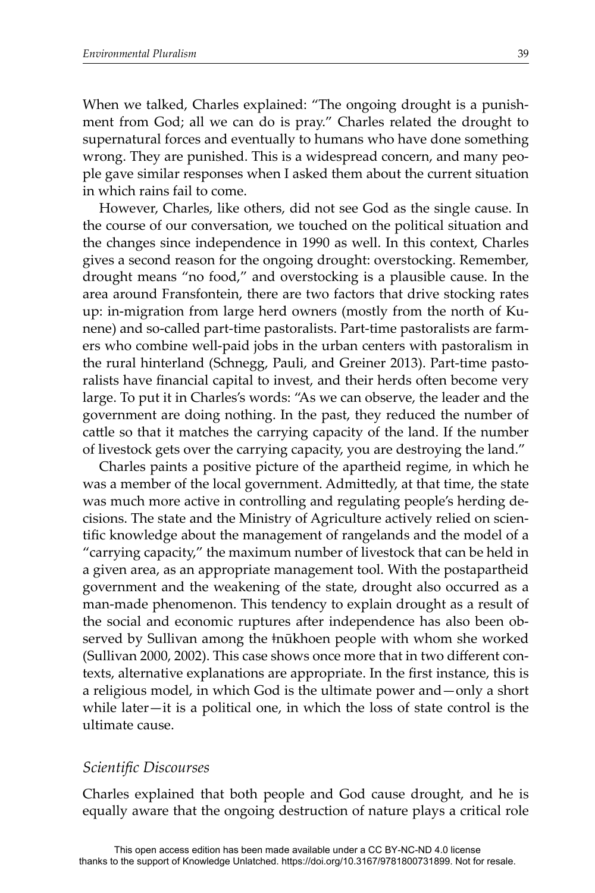When we talked, Charles explained: "The ongoing drought is a punishment from God; all we can do is pray." Charles related the drought to supernatural forces and eventually to humans who have done something wrong. They are punished. This is a widespread concern, and many people gave similar responses when I asked them about the current situation in which rains fail to come.

However, Charles, like others, did not see God as the single cause. In the course of our conversation, we touched on the political situation and the changes since independence in 1990 as well. In this context, Charles gives a second reason for the ongoing drought: overstocking. Remember, drought means "no food," and overstocking is a plausible cause. In the area around Fransfontein, there are two factors that drive stocking rates up: in-migration from large herd owners (mostly from the north of Kunene) and so-called part-time pastoralists. Part-time pastoralists are farmers who combine well-paid jobs in the urban centers with pastoralism in the rural hinterland (Schnegg, Pauli, and Greiner 2013). Part-time pastoralists have financial capital to invest, and their herds often become very large. To put it in Charles's words: "As we can observe, the leader and the government are doing nothing. In the past, they reduced the number of cattle so that it matches the carrying capacity of the land. If the number of livestock gets over the carrying capacity, you are destroying the land."

Charles paints a positive picture of the apartheid regime, in which he was a member of the local government. Admittedly, at that time, the state was much more active in controlling and regulating people's herding decisions. The state and the Ministry of Agriculture actively relied on scientific knowledge about the management of rangelands and the model of a "carrying capacity," the maximum number of livestock that can be held in a given area, as an appropriate management tool. With the postapartheid government and the weakening of the state, drought also occurred as a man-made phenomenon. This tendency to explain drought as a result of the social and economic ruptures after independence has also been observed by Sullivan among the ǂnūkhoen people with whom she worked (Sullivan 2000, 2002). This case shows once more that in two different contexts, alternative explanations are appropriate. In the first instance, this is a religious model, in which God is the ultimate power and—only a short while later—it is a political one, in which the loss of state control is the ultimate cause.

### *Scientific Discourses*

Charles explained that both people and God cause drought, and he is equally aware that the ongoing destruction of nature plays a critical role

This open access edition has been made available under a CC BY-NC-ND 4.0 license thanks to the support of Knowledge Unlatched. https://doi.org/10.3167/9781800731899. Not for resale.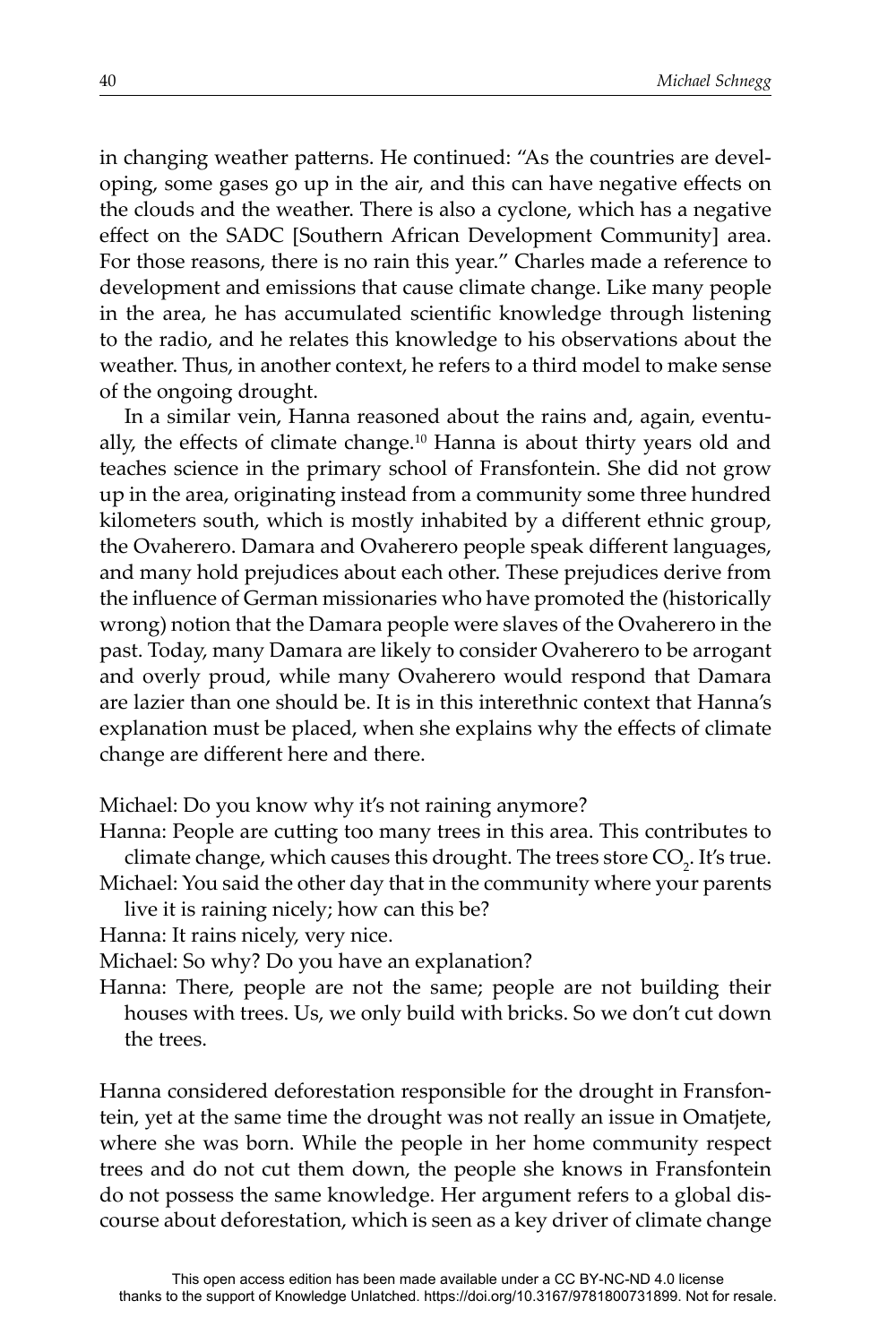in changing weather patterns. He continued: "As the countries are developing, some gases go up in the air, and this can have negative effects on the clouds and the weather. There is also a cyclone, which has a negative effect on the SADC [Southern African Development Community] area. For those reasons, there is no rain this year." Charles made a reference to development and emissions that cause climate change. Like many people in the area, he has accumulated scientific knowledge through listening to the radio, and he relates this knowledge to his observations about the weather. Thus, in another context, he refers to a third model to make sense of the ongoing drought.

In a similar vein, Hanna reasoned about the rains and, again, eventually, the effects of climate change.[10] Hanna is about thirty years old and teaches science in the primary school of Fransfontein. She did not grow up in the area, originating instead from a community some three hundred kilometers south, which is mostly inhabited by a different ethnic group, the Ovaherero. Damara and Ovaherero people speak different languages, and many hold prejudices about each other. These prejudices derive from the influence of German missionaries who have promoted the (historically wrong) notion that the Damara people were slaves of the Ovaherero in the past. Today, many Damara are likely to consider Ovaherero to be arrogant and overly proud, while many Ovaherero would respond that Damara are lazier than one should be. It is in this interethnic context that Hanna's explanation must be placed, when she explains why the effects of climate change are different here and there.

Michael: Do you know why it's not raining anymore?

Hanna: People are cutting too many trees in this area. This contributes to climate change, which causes this drought. The trees store $CO_2$. It's true.

Michael: You said the other day that in the community where your parents live it is raining nicely; how can this be?

Hanna: It rains nicely, very nice.

Michael: So why? Do you have an explanation?

Hanna: There, people are not the same; people are not building their houses with trees. Us, we only build with bricks. So we don't cut down the trees.

Hanna considered deforestation responsible for the drought in Fransfontein, yet at the same time the drought was not really an issue in Omatjete, where she was born. While the people in her home community respect trees and do not cut them down, the people she knows in Fransfontein do not possess the same knowledge. Her argument refers to a global discourse about deforestation, which is seen as a key driver of climate change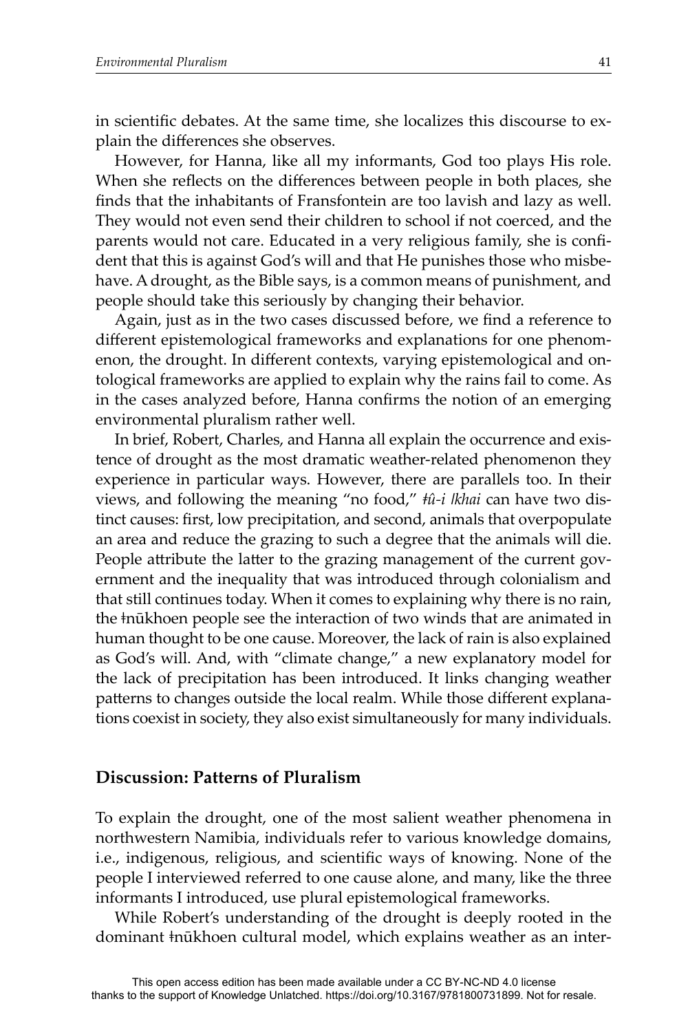in scientific debates. At the same time, she localizes this discourse to explain the differences she observes.

However, for Hanna, like all my informants, God too plays His role. When she reflects on the differences between people in both places, she finds that the inhabitants of Fransfontein are too lavish and lazy as well. They would not even send their children to school if not coerced, and the parents would not care. Educated in a very religious family, she is confident that this is against God's will and that He punishes those who misbehave. A drought, as the Bible says, is a common means of punishment, and people should take this seriously by changing their behavior.

Again, just as in the two cases discussed before, we find a reference to different epistemological frameworks and explanations for one phenomenon, the drought. In different contexts, varying epistemological and ontological frameworks are applied to explain why the rains fail to come. As in the cases analyzed before, Hanna confirms the notion of an emerging environmental pluralism rather well.

In brief, Robert, Charles, and Hanna all explain the occurrence and existence of drought as the most dramatic weather-related phenomenon they experience in particular ways. However, there are parallels too. In their views, and following the meaning "no food," *ǂû-i* *ǀkhai* can have two distinct causes: first, low precipitation, and second, animals that overpopulate an area and reduce the grazing to such a degree that the animals will die. People attribute the latter to the grazing management of the current government and the inequality that was introduced through colonialism and that still continues today. When it comes to explaining why there is no rain, the ǂnūkhoen people see the interaction of two winds that are animated in human thought to be one cause. Moreover, the lack of rain is also explained as God's will. And, with "climate change," a new explanatory model for the lack of precipitation has been introduced. It links changing weather patterns to changes outside the local realm. While those different explanations coexist in society, they also exist simultaneously for many individuals.

## Discussion: Patterns of Pluralism

To explain the drought, one of the most salient weather phenomena in northwestern Namibia, individuals refer to various knowledge domains, i.e., indigenous, religious, and scientific ways of knowing. None of the people I interviewed referred to one cause alone, and many, like the three informants I introduced, use plural epistemological frameworks.

While Robert's understanding of the drought is deeply rooted in the dominant ǂnūkhoen cultural model, which explains weather as an inter-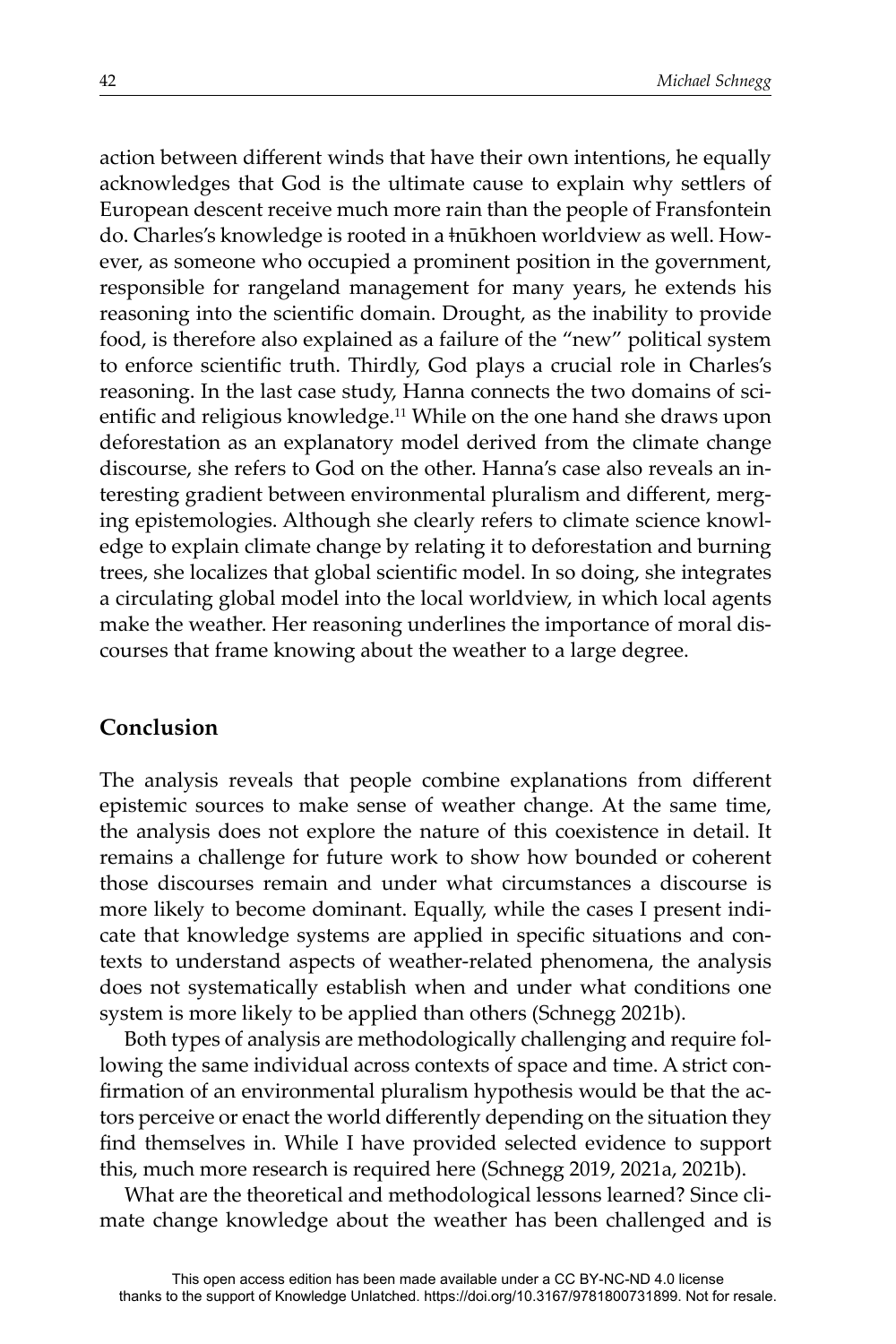action between different winds that have their own intentions, he equally acknowledges that God is the ultimate cause to explain why settlers of European descent receive much more rain than the people of Fransfontein do. Charles's knowledge is rooted in a ǂnūkhoen worldview as well. However, as someone who occupied a prominent position in the government, responsible for rangeland management for many years, he extends his reasoning into the scientific domain. Drought, as the inability to provide food, is therefore also explained as a failure of the "new" political system to enforce scientific truth. Thirdly, God plays a crucial role in Charles's reasoning. In the last case study, Hanna connects the two domains of scientific and religious knowledge.[11] While on the one hand she draws upon deforestation as an explanatory model derived from the climate change discourse, she refers to God on the other. Hanna's case also reveals an interesting gradient between environmental pluralism and different, merging epistemologies. Although she clearly refers to climate science knowledge to explain climate change by relating it to deforestation and burning trees, she localizes that global scientific model. In so doing, she integrates a circulating global model into the local worldview, in which local agents make the weather. Her reasoning underlines the importance of moral discourses that frame knowing about the weather to a large degree.

## Conclusion

The analysis reveals that people combine explanations from different epistemic sources to make sense of weather change. At the same time, the analysis does not explore the nature of this coexistence in detail. It remains a challenge for future work to show how bounded or coherent those discourses remain and under what circumstances a discourse is more likely to become dominant. Equally, while the cases I present indicate that knowledge systems are applied in specific situations and contexts to understand aspects of weather-related phenomena, the analysis does not systematically establish when and under what conditions one system is more likely to be applied than others (Schnegg 2021b).

Both types of analysis are methodologically challenging and require following the same individual across contexts of space and time. A strict confirmation of an environmental pluralism hypothesis would be that the actors perceive or enact the world differently depending on the situation they find themselves in. While I have provided selected evidence to support this, much more research is required here (Schnegg 2019, 2021a, 2021b).

What are the theoretical and methodological lessons learned? Since climate change knowledge about the weather has been challenged and is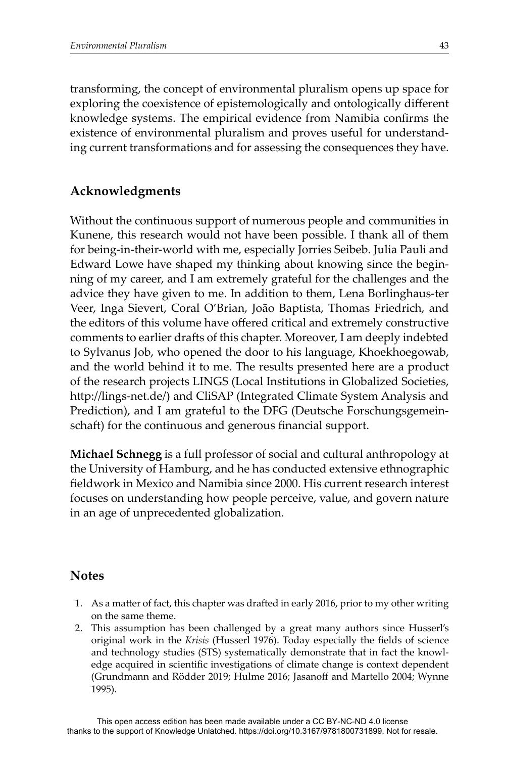transforming, the concept of environmental pluralism opens up space for exploring the coexistence of epistemologically and ontologically different knowledge systems. The empirical evidence from Namibia confirms the existence of environmental pluralism and proves useful for understanding current transformations and for assessing the consequences they have.

## Acknowledgments

Without the continuous support of numerous people and communities in Kunene, this research would not have been possible. I thank all of them for being-in-their-world with me, especially Jorries Seibeb. Julia Pauli and Edward Lowe have shaped my thinking about knowing since the beginning of my career, and I am extremely grateful for the challenges and the advice they have given to me. In addition to them, Lena Borlinghaus-ter Veer, Inga Sievert, Coral O'Brian, João Baptista, Thomas Friedrich, and the editors of this volume have offered critical and extremely constructive comments to earlier drafts of this chapter. Moreover, I am deeply indebted to Sylvanus Job, who opened the door to his language, Khoekhoegowab, and the world behind it to me. The results presented here are a product of the research projects LINGS (Local Institutions in Globalized Societies, http://lings-net.de/) and CliSAP (Integrated Climate System Analysis and Prediction), and I am grateful to the DFG (Deutsche Forschungsgemeinschaft) for the continuous and generous financial support.

**Michael Schnegg** is a full professor of social and cultural anthropology at the University of Hamburg, and he has conducted extensive ethnographic fieldwork in Mexico and Namibia since 2000. His current research interest focuses on understanding how people perceive, value, and govern nature in an age of unprecedented globalization.

## Notes

1. As a matter of fact, this chapter was drafted in early 2016, prior to my other writing on the same theme.
2. This assumption has been challenged by a great many authors since Husserl's original work in the *Krisis* (Husserl 1976). Today especially the fields of science and technology studies (STS) systematically demonstrate that in fact the knowledge acquired in scientific investigations of climate change is context dependent (Grundmann and Rödder 2019; Hulme 2016; Jasanoff and Martello 2004; Wynne 1995).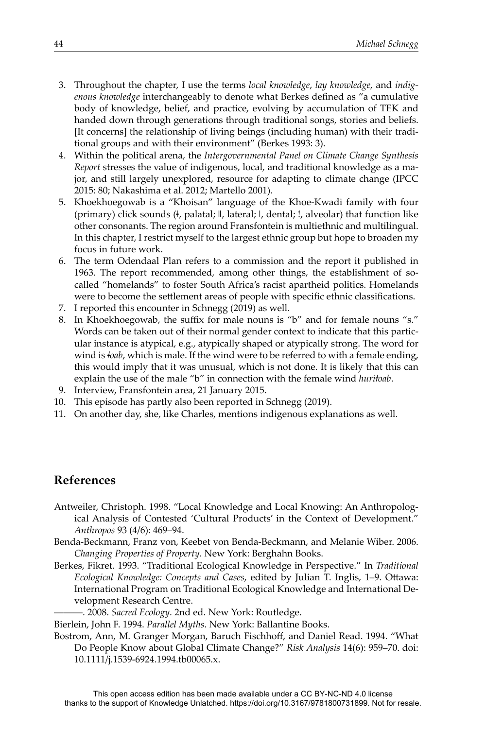3. Throughout the chapter, I use the terms *local knowledge*, *lay knowledge*, and *indigenous knowledge* interchangeably to denote what Berkes defined as "a cumulative body of knowledge, belief, and practice, evolving by accumulation of TEK and handed down through generations through traditional songs, stories and beliefs. [It concerns] the relationship of living beings (including human) with their traditional groups and with their environment" (Berkes 1993: 3).
4. Within the political arena, the *Intergovernmental Panel on Climate Change Synthesis Report* stresses the value of indigenous, local, and traditional knowledge as a major, and still largely unexplored, resource for adapting to climate change (IPCC 2015: 80; Nakashima et al. 2012; Martello 2001).
5. Khoekhoegowab is a "Khoisan" language of the Khoe-Kwadi family with four (primary) click sounds (ǂ, palatal; ǁ, lateral; ǀ, dental; !, alveolar) that function like other consonants. The region around Fransfontein is multiethnic and multilingual. In this chapter, I restrict myself to the largest ethnic group but hope to broaden my focus in future work.
6. The term Odendaal Plan refers to a commission and the report it published in 1963. The report recommended, among other things, the establishment of so-called "homelands" to foster South Africa's racist apartheid politics. Homelands were to become the settlement areas of people with specific ethnic classifications.
7. I reported this encounter in Schnegg (2019) as well.
8. In Khoekhoegowab, the suffix for male nouns is "b" and for female nouns "s." Words can be taken out of their normal gender context to indicate that this particular instance is atypical, e.g., atypically shaped or atypically strong. The word for wind is *ǂoab*, which is male. If the wind were to be referred to with a female ending, this would imply that it was unusual, which is not done. It is likely that this can explain the use of the male "b" in connection with the female wind *huriǂoab*.
9. Interview, Fransfontein area, 21 January 2015.
10. This episode has partly also been reported in Schnegg (2019).
11. On another day, she, like Charles, mentions indigenous explanations as well.

## References

Antweiler, Christoph. 1998. "Local Knowledge and Local Knowing: An Anthropological Analysis of Contested 'Cultural Products' in the Context of Development." *Anthropos* 93 (4/6): 469–94.

Benda-Beckmann, Franz von, Keebet von Benda-Beckmann, and Melanie Wiber. 2006. *Changing Properties of Property*. New York: Berghahn Books.

Berkes, Fikret. 1993. "Traditional Ecological Knowledge in Perspective." In *Traditional Ecological Knowledge: Concepts and Cases*, edited by Julian T. Inglis, 1–9. Ottawa: International Program on Traditional Ecological Knowledge and International Development Research Centre.

———. 2008. *Sacred Ecology*. 2nd ed. New York: Routledge.

Bierlein, John F. 1994. *Parallel Myths*. New York: Ballantine Books.

Bostrom, Ann, M. Granger Morgan, Baruch Fischhoff, and Daniel Read. 1994. "What Do People Know about Global Climate Change?" *Risk Analysis* 14(6): 959–70. doi: 10.1111/j.1539-6924.1994.tb00065.x.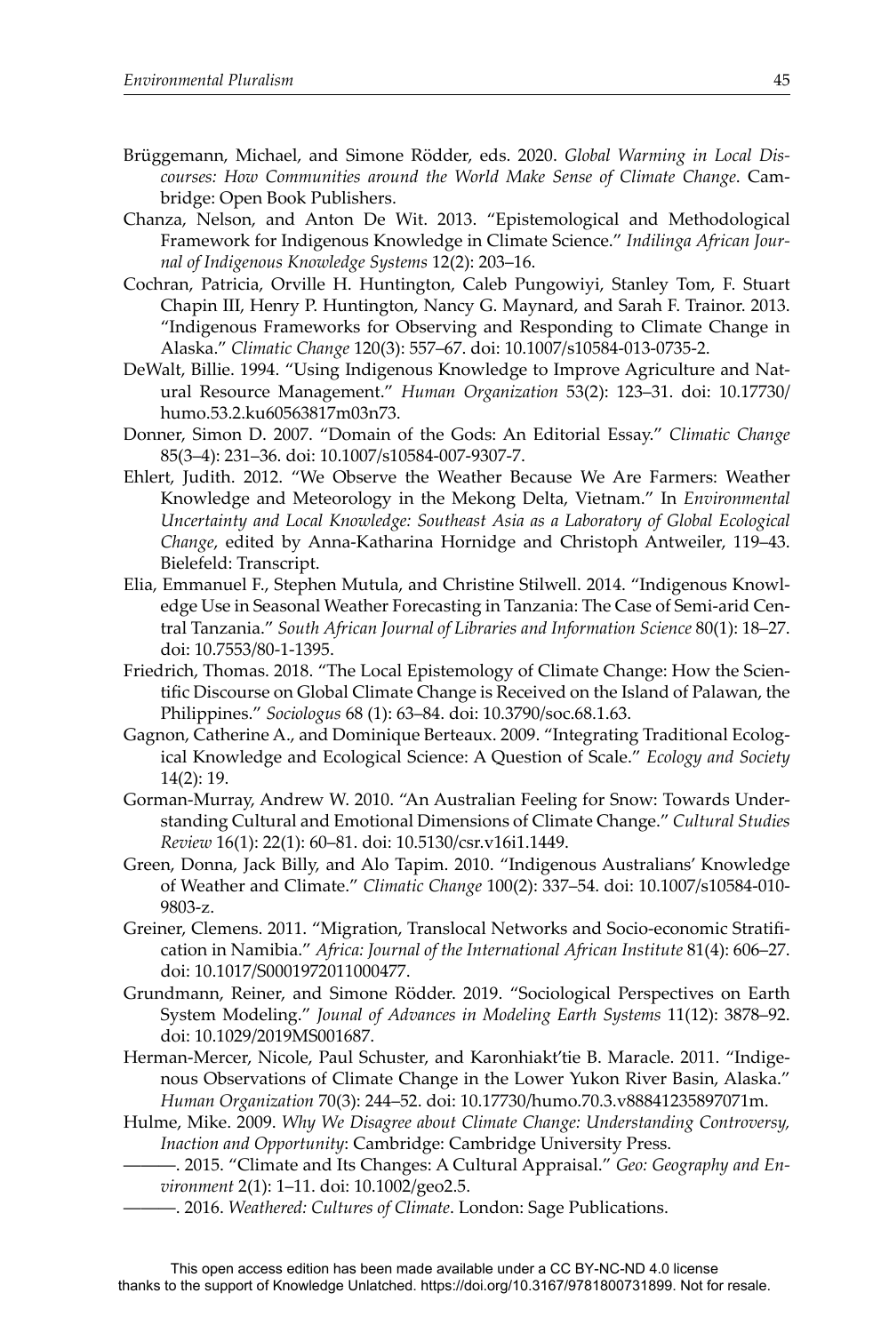Brüggemann, Michael, and Simone Rödder, eds. 2020. *Global Warming in Local Discourses: How Communities around the World Make Sense of Climate Change*. Cambridge: Open Book Publishers.

Chanza, Nelson, and Anton De Wit. 2013. "Epistemological and Methodological Framework for Indigenous Knowledge in Climate Science." *Indilinga African Journal of Indigenous Knowledge Systems* 12(2): 203–16.

Cochran, Patricia, Orville H. Huntington, Caleb Pungowiyi, Stanley Tom, F. Stuart Chapin III, Henry P. Huntington, Nancy G. Maynard, and Sarah F. Trainor. 2013. "Indigenous Frameworks for Observing and Responding to Climate Change in Alaska." *Climatic Change* 120(3): 557–67. doi: 10.1007/s10584-013-0735-2.

DeWalt, Billie. 1994. "Using Indigenous Knowledge to Improve Agriculture and Natural Resource Management." *Human Organization* 53(2): 123–31. doi: 10.17730/humo.53.2.ku60563817m03n73.

Donner, Simon D. 2007. "Domain of the Gods: An Editorial Essay." *Climatic Change* 85(3–4): 231–36. doi: 10.1007/s10584-007-9307-7.

Ehlert, Judith. 2012. "We Observe the Weather Because We Are Farmers: Weather Knowledge and Meteorology in the Mekong Delta, Vietnam." In *Environmental Uncertainty and Local Knowledge: Southeast Asia as a Laboratory of Global Ecological Change*, edited by Anna-Katharina Hornidge and Christoph Antweiler, 119–43. Bielefeld: Transcript.

Elia, Emmanuel F., Stephen Mutula, and Christine Stilwell. 2014. "Indigenous Knowledge Use in Seasonal Weather Forecasting in Tanzania: The Case of Semi-arid Central Tanzania." *South African Journal of Libraries and Information Science* 80(1): 18–27. doi: 10.7553/80-1-1395.

Friedrich, Thomas. 2018. "The Local Epistemology of Climate Change: How the Scientific Discourse on Global Climate Change is Received on the Island of Palawan, the Philippines." *Sociologus* 68 (1): 63–84. doi: 10.3790/soc.68.1.63.

Gagnon, Catherine A., and Dominique Berteaux. 2009. "Integrating Traditional Ecological Knowledge and Ecological Science: A Question of Scale." *Ecology and Society* 14(2): 19.

Gorman-Murray, Andrew W. 2010. "An Australian Feeling for Snow: Towards Understanding Cultural and Emotional Dimensions of Climate Change." *Cultural Studies Review* 16(1): 22(1): 60–81. doi: 10.5130/csr.v16i1.1449.

Green, Donna, Jack Billy, and Alo Tapim. 2010. "Indigenous Australians' Knowledge of Weather and Climate." *Climatic Change* 100(2): 337–54. doi: 10.1007/s10584-010-9803-z.

Greiner, Clemens. 2011. "Migration, Translocal Networks and Socio-economic Stratification in Namibia." *Africa: Journal of the International African Institute* 81(4): 606–27. doi: 10.1017/S0001972011000477.

Grundmann, Reiner, and Simone Rödder. 2019. "Sociological Perspectives on Earth System Modeling." *Jounal of Advances in Modeling Earth Systems* 11(12): 3878–92. doi: 10.1029/2019MS001687.

Herman-Mercer, Nicole, Paul Schuster, and Karonhiakt'tie B. Maracle. 2011. "Indigenous Observations of Climate Change in the Lower Yukon River Basin, Alaska." *Human Organization* 70(3): 244–52. doi: 10.17730/humo.70.3.v88841235897071m.

Hulme, Mike. 2009. *Why We Disagree about Climate Change: Understanding Controversy, Inaction and Opportunity*: Cambridge: Cambridge University Press.

———. 2015. "Climate and Its Changes: A Cultural Appraisal." *Geo: Geography and Environment* 2(1): 1–11. doi: 10.1002/geo2.5.

———. 2016. *Weathered: Cultures of Climate*. London: Sage Publications.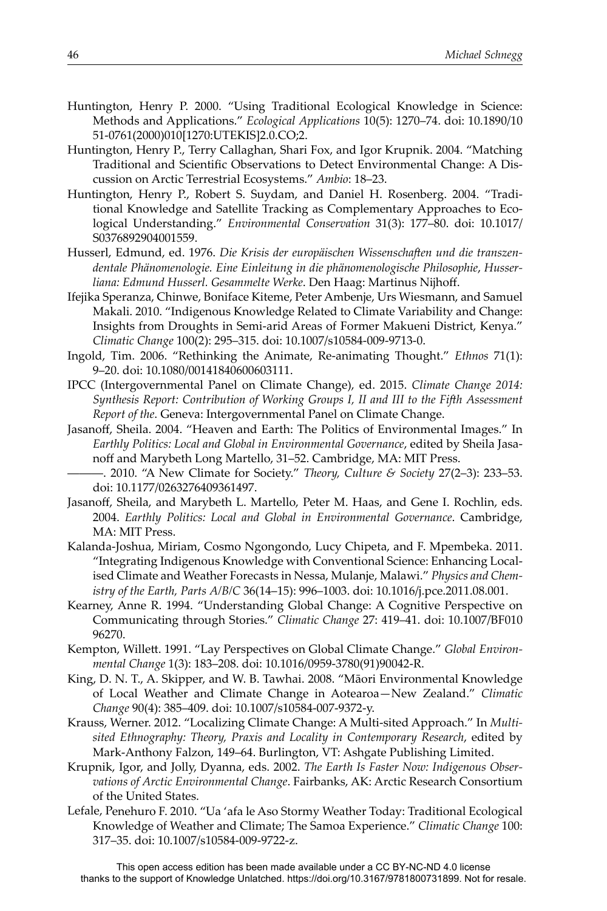Huntington, Henry P. 2000. "Using Traditional Ecological Knowledge in Science: Methods and Applications." *Ecological Applications* 10(5): 1270–74. doi: 10.1890/1051-0761(2000)010[1270:UTEKIS]2.0.CO;2.

Huntington, Henry P., Terry Callaghan, Shari Fox, and Igor Krupnik. 2004. "Matching Traditional and Scientific Observations to Detect Environmental Change: A Discussion on Arctic Terrestrial Ecosystems." *Ambio*: 18–23.

Huntington, Henry P., Robert S. Suydam, and Daniel H. Rosenberg. 2004. "Traditional Knowledge and Satellite Tracking as Complementary Approaches to Ecological Understanding." *Environmental Conservation* 31(3): 177–80. doi: 10.1017/S0376892904001559.

Husserl, Edmund, ed. 1976. *Die Krisis der europäischen Wissenschaften und die transzendentale Phänomenologie. Eine Einleitung in die phänomenologische Philosophie, Husserliana: Edmund Husserl. Gesammelte Werke*. Den Haag: Martinus Nijhoff.

Ifejika Speranza, Chinwe, Boniface Kiteme, Peter Ambenje, Urs Wiesmann, and Samuel Makali. 2010. "Indigenous Knowledge Related to Climate Variability and Change: Insights from Droughts in Semi-arid Areas of Former Makueni District, Kenya." *Climatic Change* 100(2): 295–315. doi: 10.1007/s10584-009-9713-0.

Ingold, Tim. 2006. "Rethinking the Animate, Re-animating Thought." *Ethnos* 71(1): 9–20. doi: 10.1080/00141840600603111.

IPCC (Intergovernmental Panel on Climate Change), ed. 2015. *Climate Change 2014: Synthesis Report: Contribution of Working Groups I, II and III to the Fifth Assessment Report of the*. Geneva: Intergovernmental Panel on Climate Change.

Jasanoff, Sheila. 2004. "Heaven and Earth: The Politics of Environmental Images." In *Earthly Politics: Local and Global in Environmental Governance*, edited by Sheila Jasanoff and Marybeth Long Martello, 31–52. Cambridge, MA: MIT Press.

———. 2010. "A New Climate for Society." *Theory, Culture & Society* 27(2–3): 233–53. doi: 10.1177/0263276409361497.

Jasanoff, Sheila, and Marybeth L. Martello, Peter M. Haas, and Gene I. Rochlin, eds. 2004. *Earthly Politics: Local and Global in Environmental Governance*. Cambridge, MA: MIT Press.

Kalanda-Joshua, Miriam, Cosmo Ngongondo, Lucy Chipeta, and F. Mpembeka. 2011. "Integrating Indigenous Knowledge with Conventional Science: Enhancing Localised Climate and Weather Forecasts in Nessa, Mulanje, Malawi." *Physics and Chemistry of the Earth, Parts A/B/C* 36(14–15): 996–1003. doi: 10.1016/j.pce.2011.08.001.

Kearney, Anne R. 1994. "Understanding Global Change: A Cognitive Perspective on Communicating through Stories." *Climatic Change* 27: 419–41. doi: 10.1007/BF01096270.

Kempton, Willett. 1991. "Lay Perspectives on Global Climate Change." *Global Environmental Change* 1(3): 183–208. doi: 10.1016/0959-3780(91)90042-R.

King, D. N. T., A. Skipper, and W. B. Tawhai. 2008. "Māori Environmental Knowledge of Local Weather and Climate Change in Aotearoa—New Zealand." *Climatic Change* 90(4): 385–409. doi: 10.1007/s10584-007-9372-y.

Krauss, Werner. 2012. "Localizing Climate Change: A Multi-sited Approach." In *Multi-sited Ethnography: Theory, Praxis and Locality in Contemporary Research*, edited by Mark-Anthony Falzon, 149–64. Burlington, VT: Ashgate Publishing Limited.

Krupnik, Igor, and Jolly, Dyanna, eds. 2002. *The Earth Is Faster Now: Indigenous Observations of Arctic Environmental Change*. Fairbanks, AK: Arctic Research Consortium of the United States.

Lefale, Penehuro F. 2010. "Ua 'afa le Aso Stormy Weather Today: Traditional Ecological Knowledge of Weather and Climate; The Samoa Experience." *Climatic Change* 100: 317–35. doi: 10.1007/s10584-009-9722-z.

This open access edition has been made available under a CC BY-NC-ND 4.0 license thanks to the support of Knowledge Unlatched. https://doi.org/10.3167/9781800731899. Not for resale.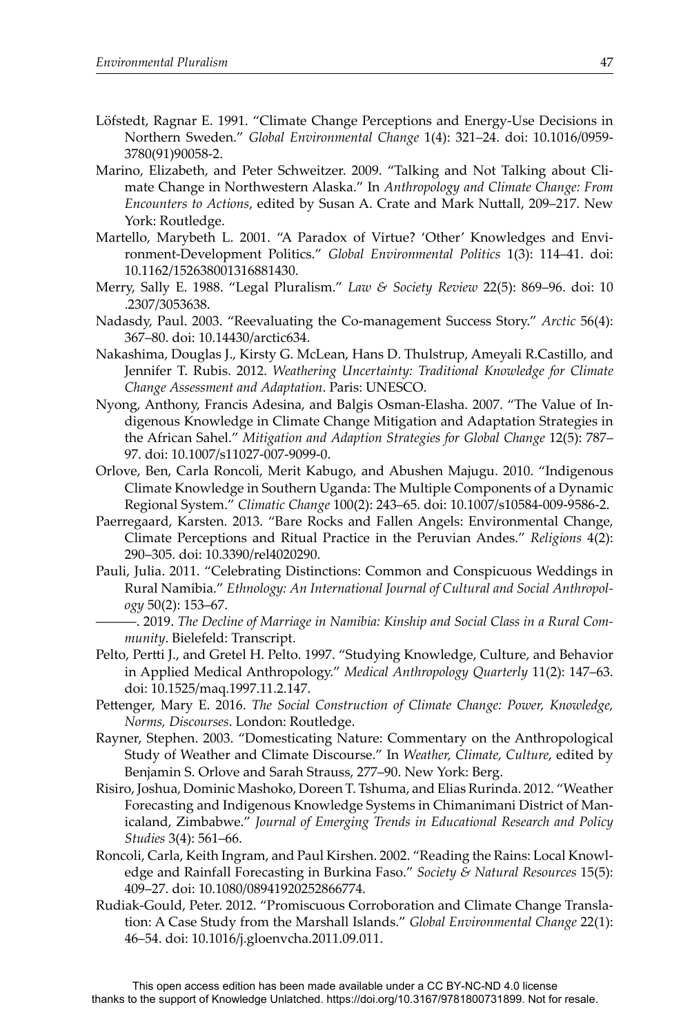Löfstedt, Ragnar E. 1991. "Climate Change Perceptions and Energy-Use Decisions in Northern Sweden." *Global Environmental Change* 1(4): 321–24. doi: 10.1016/0959-3780(91)90058-2.

Marino, Elizabeth, and Peter Schweitzer. 2009. "Talking and Not Talking about Climate Change in Northwestern Alaska." In *Anthropology and Climate Change: From Encounters to Actions*, edited by Susan A. Crate and Mark Nuttall, 209–217. New York: Routledge.

Martello, Marybeth L. 2001. "A Paradox of Virtue? 'Other' Knowledges and Environment-Development Politics." *Global Environmental Politics* 1(3): 114–41. doi: 10.1162/152638001316881430.

Merry, Sally E. 1988. "Legal Pluralism." *Law & Society Review* 22(5): 869–96. doi: 10.2307/3053638.

Nadasdy, Paul. 2003. "Reevaluating the Co-management Success Story." *Arctic* 56(4): 367–80. doi: 10.14430/arctic634.

Nakashima, Douglas J., Kirsty G. McLean, Hans D. Thulstrup, Ameyali R.Castillo, and Jennifer T. Rubis. 2012. *Weathering Uncertainty: Traditional Knowledge for Climate Change Assessment and Adaptation*. Paris: UNESCO.

Nyong, Anthony, Francis Adesina, and Balgis Osman-Elasha. 2007. "The Value of Indigenous Knowledge in Climate Change Mitigation and Adaptation Strategies in the African Sahel." *Mitigation and Adaption Strategies for Global Change* 12(5): 787–97. doi: 10.1007/s11027-007-9099-0.

Orlove, Ben, Carla Roncoli, Merit Kabugo, and Abushen Majugu. 2010. "Indigenous Climate Knowledge in Southern Uganda: The Multiple Components of a Dynamic Regional System." *Climatic Change* 100(2): 243–65. doi: 10.1007/s10584-009-9586-2.

Paerregaard, Karsten. 2013. "Bare Rocks and Fallen Angels: Environmental Change, Climate Perceptions and Ritual Practice in the Peruvian Andes." *Religions* 4(2): 290–305. doi: 10.3390/rel4020290.

Pauli, Julia. 2011. "Celebrating Distinctions: Common and Conspicuous Weddings in Rural Namibia." *Ethnology: An International Journal of Cultural and Social Anthropology* 50(2): 153–67.

———. 2019. *The Decline of Marriage in Namibia: Kinship and Social Class in a Rural Community*. Bielefeld: Transcript.

Pelto, Pertti J., and Gretel H. Pelto. 1997. "Studying Knowledge, Culture, and Behavior in Applied Medical Anthropology." *Medical Anthropology Quarterly* 11(2): 147–63. doi: 10.1525/maq.1997.11.2.147.

Pettenger, Mary E. 2016. *The Social Construction of Climate Change: Power, Knowledge, Norms, Discourses*. London: Routledge.

Rayner, Stephen. 2003. "Domesticating Nature: Commentary on the Anthropological Study of Weather and Climate Discourse." In *Weather, Climate, Culture*, edited by Benjamin S. Orlove and Sarah Strauss, 277–90. New York: Berg.

Risiro, Joshua, Dominic Mashoko, Doreen T. Tshuma, and Elias Rurinda. 2012. "Weather Forecasting and Indigenous Knowledge Systems in Chimanimani District of Manicaland, Zimbabwe." *Journal of Emerging Trends in Educational Research and Policy Studies* 3(4): 561–66.

Roncoli, Carla, Keith Ingram, and Paul Kirshen. 2002. "Reading the Rains: Local Knowledge and Rainfall Forecasting in Burkina Faso." *Society & Natural Resources* 15(5): 409–27. doi: 10.1080/08941920252866774.

Rudiak-Gould, Peter. 2012. "Promiscuous Corroboration and Climate Change Translation: A Case Study from the Marshall Islands." *Global Environmental Change* 22(1): 46–54. doi: 10.1016/j.gloenvcha.2011.09.011.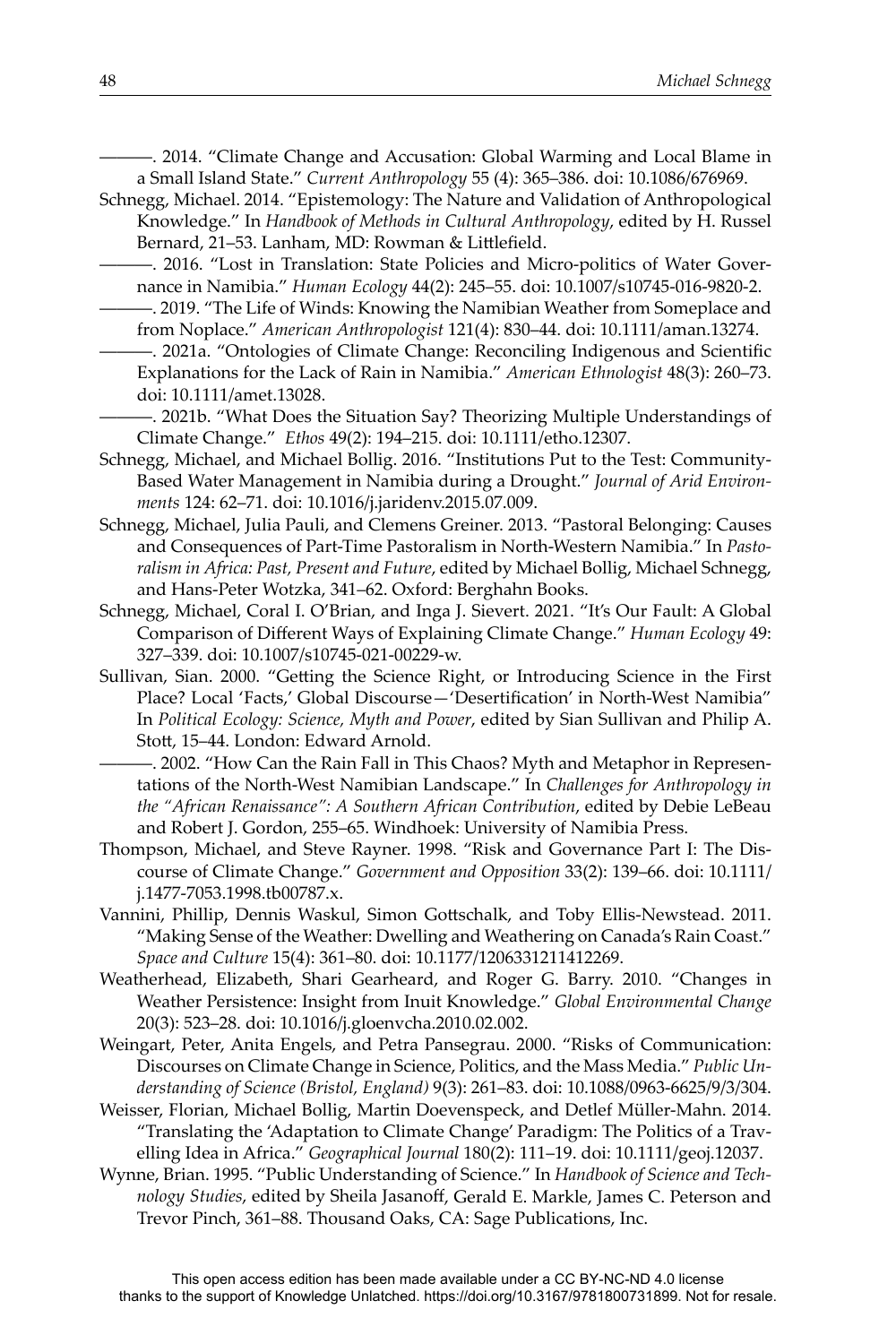———. 2014. "Climate Change and Accusation: Global Warming and Local Blame in a Small Island State." *Current Anthropology* 55 (4): 365–386. doi: 10.1086/676969.

Schnegg, Michael. 2014. "Epistemology: The Nature and Validation of Anthropological Knowledge." In *Handbook of Methods in Cultural Anthropology*, edited by H. Russel Bernard, 21–53. Lanham, MD: Rowman & Littlefield.

———. 2016. "Lost in Translation: State Policies and Micro-politics of Water Governance in Namibia." *Human Ecology* 44(2): 245–55. doi: 10.1007/s10745-016-9820-2.

———. 2019. "The Life of Winds: Knowing the Namibian Weather from Someplace and from Noplace." *American Anthropologist* 121(4): 830–44. doi: 10.1111/aman.13274.

———. 2021a. "Ontologies of Climate Change: Reconciling Indigenous and Scientific Explanations for the Lack of Rain in Namibia." *American Ethnologist* 48(3): 260–73. doi: 10.1111/amet.13028.

———. 2021b. "What Does the Situation Say? Theorizing Multiple Understandings of Climate Change." *Ethos* 49(2): 194–215. doi: 10.1111/etho.12307.

Schnegg, Michael, and Michael Bollig. 2016. "Institutions Put to the Test: Community-Based Water Management in Namibia during a Drought." *Journal of Arid Environments* 124: 62–71. doi: 10.1016/j.jaridenv.2015.07.009.

Schnegg, Michael, Julia Pauli, and Clemens Greiner. 2013. "Pastoral Belonging: Causes and Consequences of Part-Time Pastoralism in North-Western Namibia." In *Pastoralism in Africa: Past, Present and Future*, edited by Michael Bollig, Michael Schnegg, and Hans-Peter Wotzka, 341–62. Oxford: Berghahn Books.

Schnegg, Michael, Coral I. O'Brian, and Inga J. Sievert. 2021. "It's Our Fault: A Global Comparison of Different Ways of Explaining Climate Change." *Human Ecology* 49: 327–339. doi: 10.1007/s10745-021-00229-w.

Sullivan, Sian. 2000. "Getting the Science Right, or Introducing Science in the First Place? Local 'Facts,' Global Discourse—'Desertification' in North-West Namibia" In *Political Ecology: Science, Myth and Power*, edited by Sian Sullivan and Philip A. Stott, 15–44. London: Edward Arnold.

———. 2002. "How Can the Rain Fall in This Chaos? Myth and Metaphor in Representations of the North-West Namibian Landscape." In *Challenges for Anthropology in the "African Renaissance": A Southern African Contribution*, edited by Debie LeBeau and Robert J. Gordon, 255–65. Windhoek: University of Namibia Press.

Thompson, Michael, and Steve Rayner. 1998. "Risk and Governance Part I: The Discourse of Climate Change." *Government and Opposition* 33(2): 139–66. doi: 10.1111/j.1477-7053.1998.tb00787.x.

Vannini, Phillip, Dennis Waskul, Simon Gottschalk, and Toby Ellis-Newstead. 2011. "Making Sense of the Weather: Dwelling and Weathering on Canada's Rain Coast." *Space and Culture* 15(4): 361–80. doi: 10.1177/1206331211412269.

Weatherhead, Elizabeth, Shari Gearheard, and Roger G. Barry. 2010. "Changes in Weather Persistence: Insight from Inuit Knowledge." *Global Environmental Change* 20(3): 523–28. doi: 10.1016/j.gloenvcha.2010.02.002.

Weingart, Peter, Anita Engels, and Petra Pansegrau. 2000. "Risks of Communication: Discourses on Climate Change in Science, Politics, and the Mass Media." *Public Understanding of Science (Bristol, England)* 9(3): 261–83. doi: 10.1088/0963-6625/9/3/304.

Weisser, Florian, Michael Bollig, Martin Doevenspeck, and Detlef Müller-Mahn. 2014. "Translating the 'Adaptation to Climate Change' Paradigm: The Politics of a Travelling Idea in Africa." *Geographical Journal* 180(2): 111–19. doi: 10.1111/geoj.12037.

Wynne, Brian. 1995. "Public Understanding of Science." In *Handbook of Science and Technology Studies*, edited by Sheila Jasanoff, Gerald E. Markle, James C. Peterson and Trevor Pinch, 361–88. Thousand Oaks, CA: Sage Publications, Inc.

This open access edition has been made available under a CC BY-NC-ND 4.0 license thanks to the support of Knowledge Unlatched. https://doi.org/10.3167/9781800731899. Not for resale.